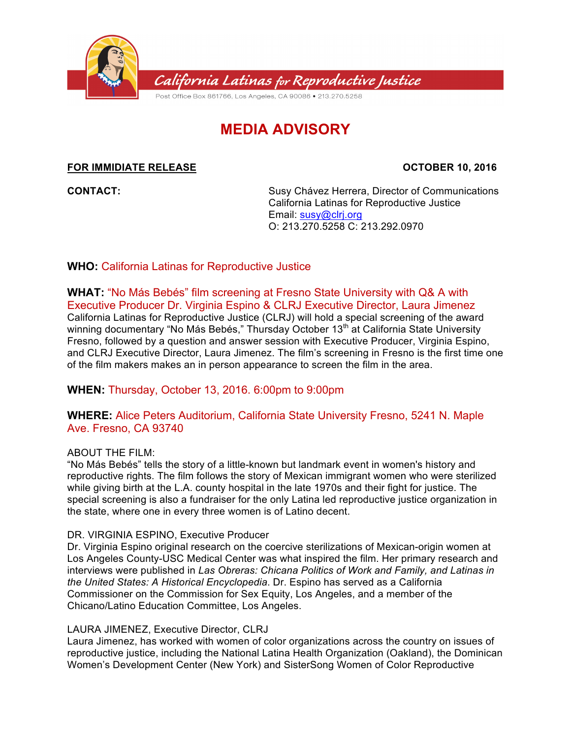California Latinas *for* Reproductive Justice

Post Office Box 861766, Los Angeles, CA 90086 • 213.270.5258

# MEDIA ADVISORY

**FOR IMMIDIATE RELEASE** **OCTOBER 10, 2016**

**CONTACT:**

Susy Chávez Herrera, Director of Communications
California Latinas for Reproductive Justice
Email: susy@clrj.org
O: 213.270.5258 C: 213.292.0970

**WHO:** California Latinas for Reproductive Justice

**WHAT:** "No Más Bebés" film screening at Fresno State University with Q& A with Executive Producer Dr. Virginia Espino & CLRJ Executive Director, Laura Jimenez

California Latinas for Reproductive Justice (CLRJ) will hold a special screening of the award winning documentary "No Más Bebés," Thursday October 13th at California State University Fresno, followed by a question and answer session with Executive Producer, Virginia Espino, and CLRJ Executive Director, Laura Jimenez. The film's screening in Fresno is the first time one of the film makers makes an in person appearance to screen the film in the area.

**WHEN:** Thursday, October 13, 2016. 6:00pm to 9:00pm

**WHERE:** Alice Peters Auditorium, California State University Fresno, 5241 N. Maple Ave. Fresno, CA 93740

ABOUT THE FILM:

"No Más Bebés" tells the story of a little-known but landmark event in women's history and reproductive rights. The film follows the story of Mexican immigrant women who were sterilized while giving birth at the L.A. county hospital in the late 1970s and their fight for justice. The special screening is also a fundraiser for the only Latina led reproductive justice organization in the state, where one in every three women is of Latino decent.

DR. VIRGINIA ESPINO, Executive Producer

Dr. Virginia Espino original research on the coercive sterilizations of Mexican-origin women at Los Angeles County-USC Medical Center was what inspired the film. Her primary research and interviews were published in *Las Obreras: Chicana Politics of Work and Family, and Latinas in the United States: A Historical Encyclopedia*. Dr. Espino has served as a California Commissioner on the Commission for Sex Equity, Los Angeles, and a member of the Chicano/Latino Education Committee, Los Angeles.

LAURA JIMENEZ, Executive Director, CLRJ

Laura Jimenez, has worked with women of color organizations across the country on issues of reproductive justice, including the National Latina Health Organization (Oakland), the Dominican Women's Development Center (New York) and SisterSong Women of Color Reproductive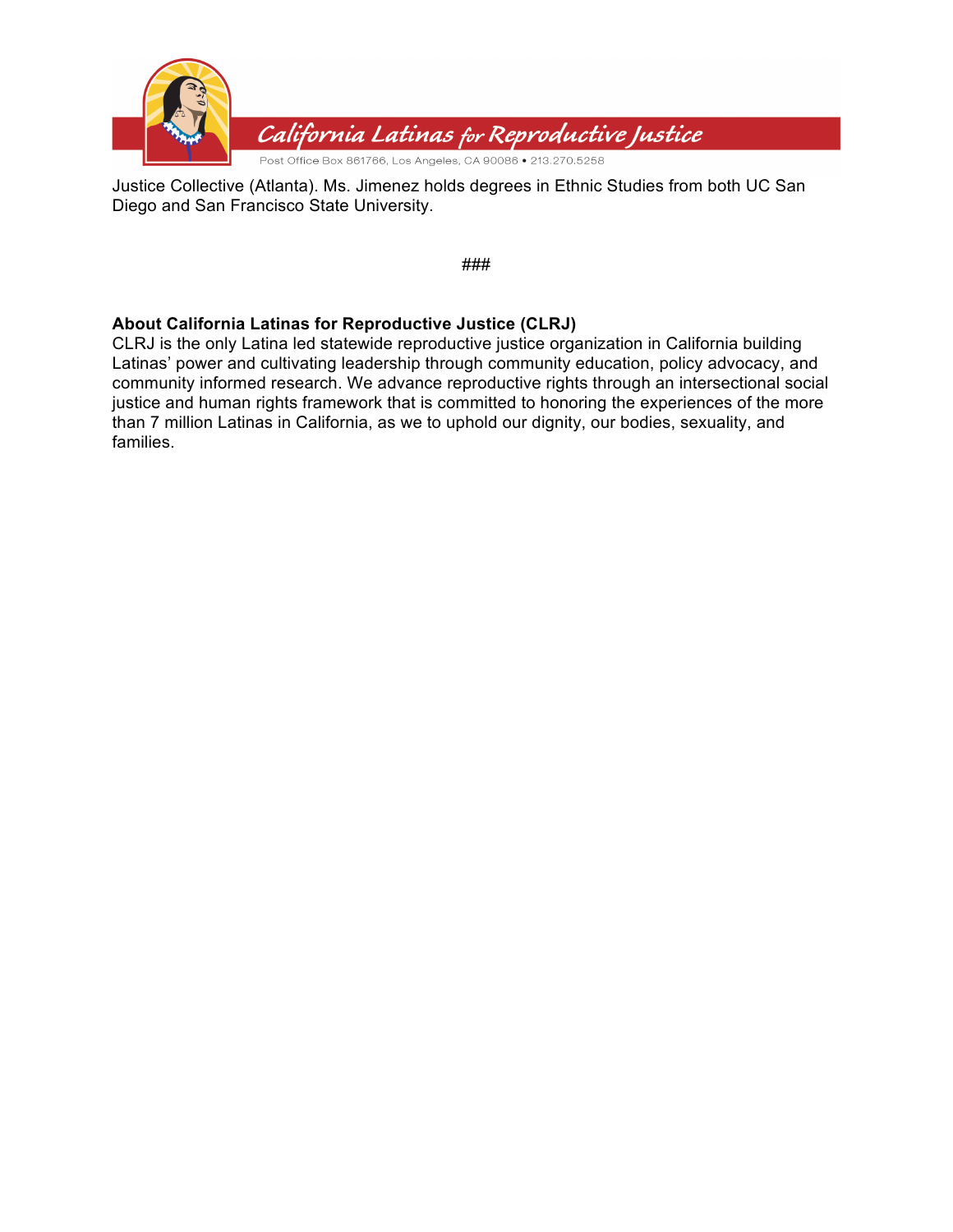Justice Collective (Atlanta). Ms. Jimenez holds degrees in Ethnic Studies from both UC San Diego and San Francisco State University.

###

**About California Latinas for Reproductive Justice (CLRJ)**
CLRJ is the only Latina led statewide reproductive justice organization in California building Latinas' power and cultivating leadership through community education, policy advocacy, and community informed research. We advance reproductive rights through an intersectional social justice and human rights framework that is committed to honoring the experiences of the more than 7 million Latinas in California, as we to uphold our dignity, our bodies, sexuality, and families.